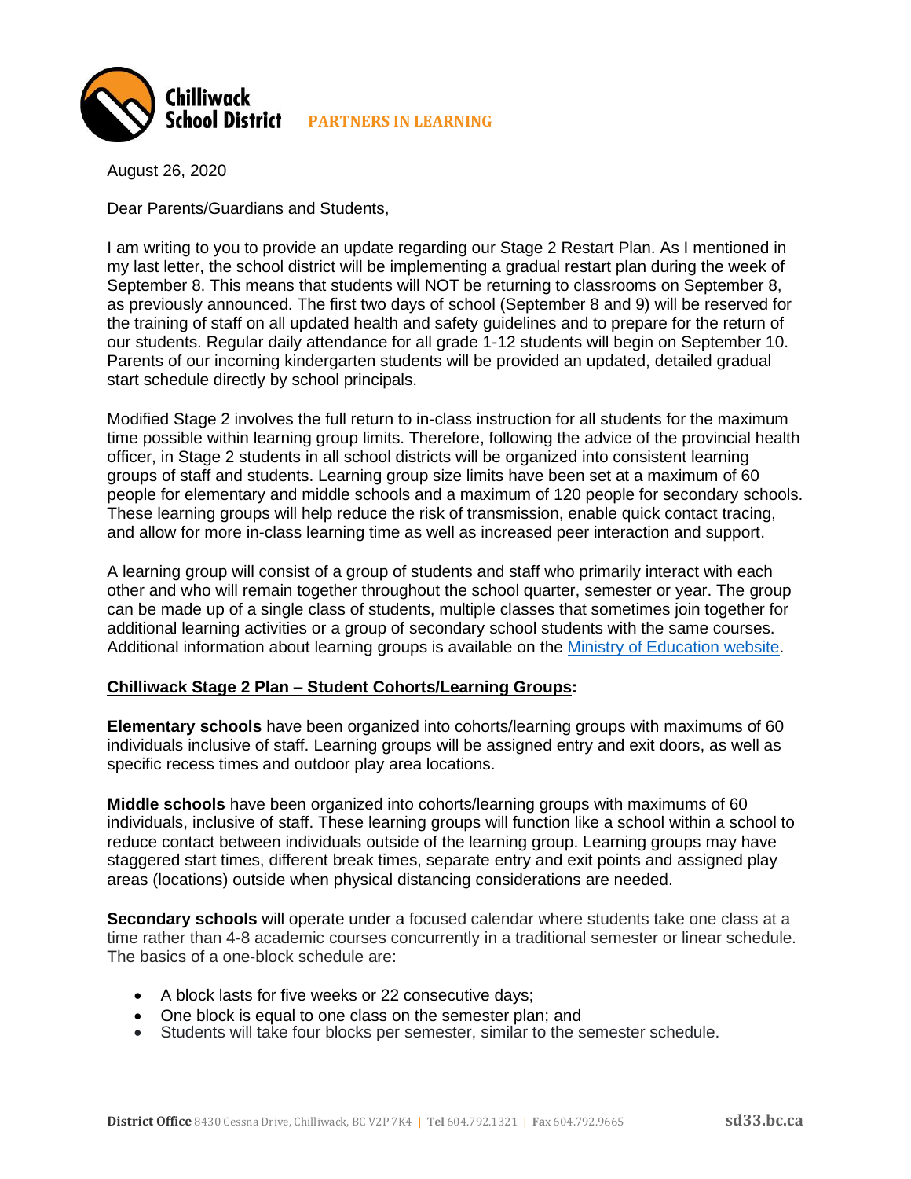Chilliwack School District **PARTNERS IN LEARNING**

August 26, 2020

Dear Parents/Guardians and Students,

I am writing to you to provide an update regarding our Stage 2 Restart Plan. As I mentioned in my last letter, the school district will be implementing a gradual restart plan during the week of September 8. This means that students will NOT be returning to classrooms on September 8, as previously announced. The first two days of school (September 8 and 9) will be reserved for the training of staff on all updated health and safety guidelines and to prepare for the return of our students. Regular daily attendance for all grade 1-12 students will begin on September 10. Parents of our incoming kindergarten students will be provided an updated, detailed gradual start schedule directly by school principals.

Modified Stage 2 involves the full return to in-class instruction for all students for the maximum time possible within learning group limits. Therefore, following the advice of the provincial health officer, in Stage 2 students in all school districts will be organized into consistent learning groups of staff and students. Learning group size limits have been set at a maximum of 60 people for elementary and middle schools and a maximum of 120 people for secondary schools. These learning groups will help reduce the risk of transmission, enable quick contact tracing, and allow for more in-class learning time as well as increased peer interaction and support.

A learning group will consist of a group of students and staff who primarily interact with each other and who will remain together throughout the school quarter, semester or year. The group can be made up of a single class of students, multiple classes that sometimes join together for additional learning activities or a group of secondary school students with the same courses. Additional information about learning groups is available on the [Ministry of Education website](#).

**Chilliwack Stage 2 Plan – Student Cohorts/Learning Groups:**

**Elementary schools** have been organized into cohorts/learning groups with maximums of 60 individuals inclusive of staff. Learning groups will be assigned entry and exit doors, as well as specific recess times and outdoor play area locations.

**Middle schools** have been organized into cohorts/learning groups with maximums of 60 individuals, inclusive of staff. These learning groups will function like a school within a school to reduce contact between individuals outside of the learning group. Learning groups may have staggered start times, different break times, separate entry and exit points and assigned play areas (locations) outside when physical distancing considerations are needed.

**Secondary schools** will operate under a focused calendar where students take one class at a time rather than 4-8 academic courses concurrently in a traditional semester or linear schedule. The basics of a one-block schedule are:

- A block lasts for five weeks or 22 consecutive days;
- One block is equal to one class on the semester plan; and
- Students will take four blocks per semester, similar to the semester schedule.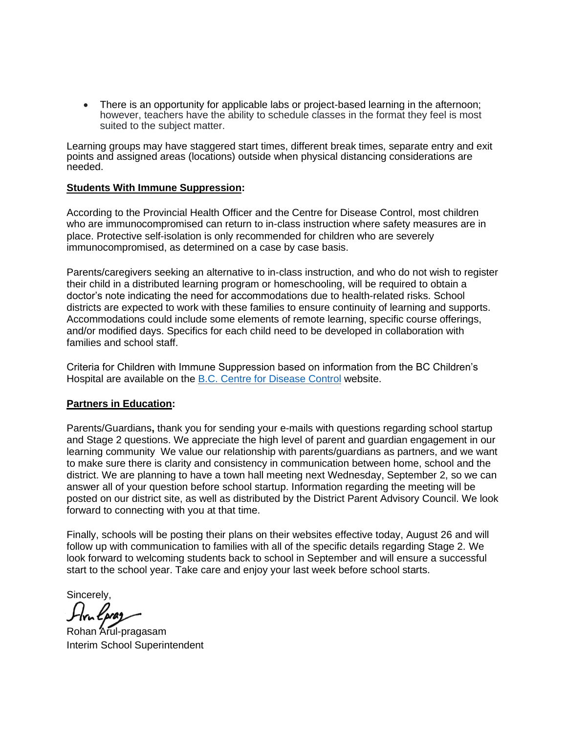- There is an opportunity for applicable labs or project-based learning in the afternoon; however, teachers have the ability to schedule classes in the format they feel is most suited to the subject matter.

Learning groups may have staggered start times, different break times, separate entry and exit points and assigned areas (locations) outside when physical distancing considerations are needed.

**Students With Immune Suppression:**

According to the Provincial Health Officer and the Centre for Disease Control, most children who are immunocompromised can return to in-class instruction where safety measures are in place. Protective self-isolation is only recommended for children who are severely immunocompromised, as determined on a case by case basis.

Parents/caregivers seeking an alternative to in-class instruction, and who do not wish to register their child in a distributed learning program or homeschooling, will be required to obtain a doctor's note indicating the need for accommodations due to health-related risks. School districts are expected to work with these families to ensure continuity of learning and supports. Accommodations could include some elements of remote learning, specific course offerings, and/or modified days. Specifics for each child need to be developed in collaboration with families and school staff.

Criteria for Children with Immune Suppression based on information from the BC Children's Hospital are available on the B.C. Centre for Disease Control website.

**Partners in Education:**

Parents/Guardians**,** thank you for sending your e-mails with questions regarding school startup and Stage 2 questions. We appreciate the high level of parent and guardian engagement in our learning community We value our relationship with parents/guardians as partners, and we want to make sure there is clarity and consistency in communication between home, school and the district. We are planning to have a town hall meeting next Wednesday, September 2, so we can answer all of your question before school startup. Information regarding the meeting will be posted on our district site, as well as distributed by the District Parent Advisory Council. We look forward to connecting with you at that time.

Finally, schools will be posting their plans on their websites effective today, August 26 and will follow up with communication to families with all of the specific details regarding Stage 2. We look forward to welcoming students back to school in September and will ensure a successful start to the school year. Take care and enjoy your last week before school starts.

Sincerely,

Rohan Arul-pragasam
Interim School Superintendent